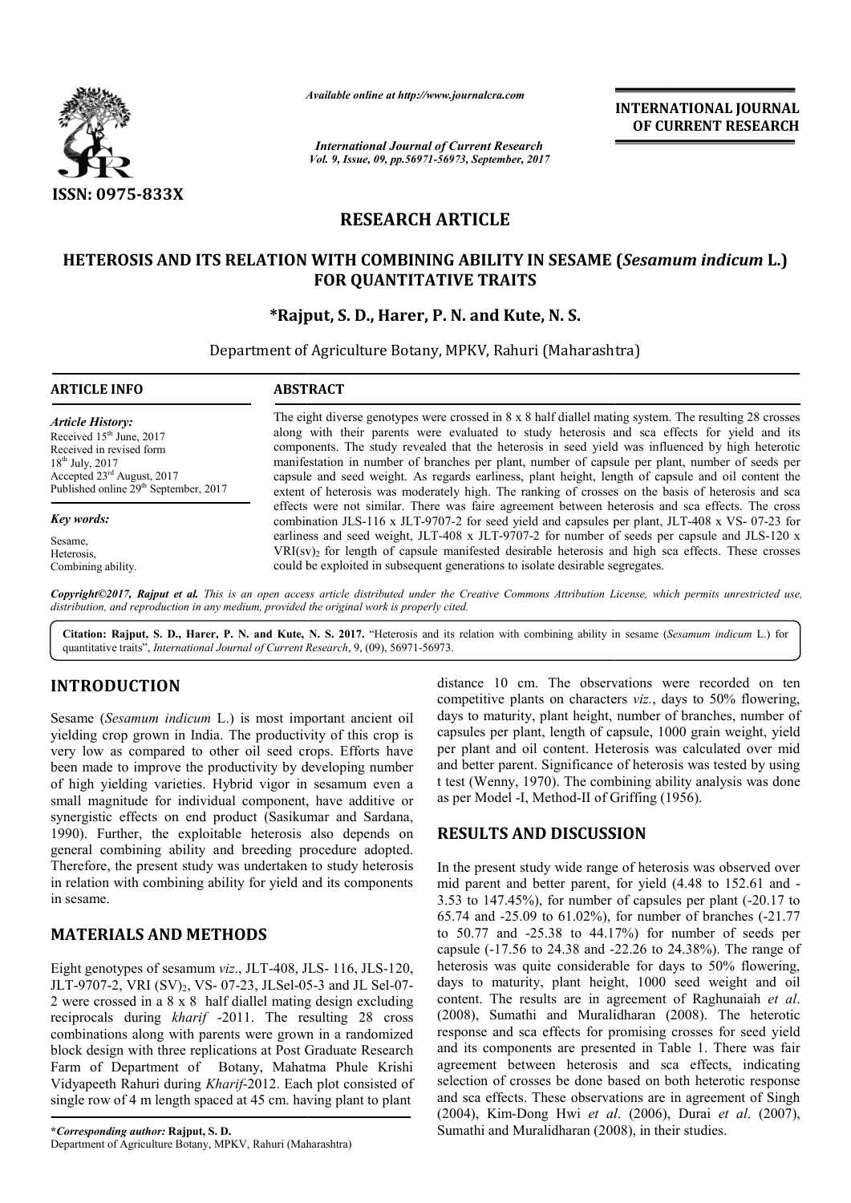ISSN: 0975-833X

*Available online at http://www.journalcra.com*

*International Journal of Current Research*
*Vol. 9, Issue, 09, pp.56971-56973, September, 2017*

**INTERNATIONAL JOURNAL OF CURRENT RESEARCH**

# RESEARCH ARTICLE

# HETEROSIS AND ITS RELATION WITH COMBINING ABILITY IN SESAME (*Sesamum indicum* L.) FOR QUANTITATIVE TRAITS

**\*Rajput, S. D., Harer, P. N. and Kute, N. S.**

Department of Agriculture Botany, MPKV, Rahuri (Maharashtra)

**ARTICLE INFO**

*Article History:*
Received 15th June, 2017
Received in revised form
18th July, 2017
Accepted 23rd August, 2017
Published online 29th September, 2017

*Key words:*
Sesame,
Heterosis,
Combining ability.

**ABSTRACT**

The eight diverse genotypes were crossed in 8 x 8 half diallel mating system. The resulting 28 crosses along with their parents were evaluated to study heterosis and sca effects for yield and its components. The study revealed that the heterosis in seed yield was influenced by high heterotic manifestation in number of branches per plant, number of capsule per plant, number of seeds per capsule and seed weight. As regards earliness, plant height, length of capsule and oil content the extent of heterosis was moderately high. The ranking of crosses on the basis of heterosis and sca effects were not similar. There was faire agreement between heterosis and sca effects. The cross combination JLS-116 x JLT-9707-2 for seed yield and capsules per plant, JLT-408 x VS- 07-23 for earliness and seed weight, JLT-408 x JLT-9707-2 for number of seeds per capsule and JLS-120 x VRI(sv)$_2$ for length of capsule manifested desirable heterosis and high sca effects. These crosses could be exploited in subsequent generations to isolate desirable segregates.

*Copyright©2017, Rajput et al. This is an open access article distributed under the Creative Commons Attribution License, which permits unrestricted use, distribution, and reproduction in any medium, provided the original work is properly cited.*

**Citation: Rajput, S. D., Harer, P. N. and Kute, N. S. 2017.** "Heterosis and its relation with combining ability in sesame (*Sesamum indicum* L.) for quantitative traits", *International Journal of Current Research*, 9, (09), 56971-56973.

## INTRODUCTION

Sesame (*Sesamum indicum* L.) is most important ancient oil yielding crop grown in India. The productivity of this crop is very low as compared to other oil seed crops. Efforts have been made to improve the productivity by developing number of high yielding varieties. Hybrid vigor in sesamum even a small magnitude for individual component, have additive or synergistic effects on end product (Sasikumar and Sardana, 1990). Further, the exploitable heterosis also depends on general combining ability and breeding procedure adopted. Therefore, the present study was undertaken to study heterosis in relation with combining ability for yield and its components in sesame.

## MATERIALS AND METHODS

Eight genotypes of sesamum *viz*., JLT-408, JLS- 116, JLS-120, JLT-9707-2, VRI (SV)$_2$, VS- 07-23, JLSel-05-3 and JL Sel-07-2 were crossed in a 8 x 8 half diallel mating design excluding reciprocals during *kharif* -2011. The resulting 28 cross combinations along with parents were grown in a randomized block design with three replications at Post Graduate Research Farm of Department of Botany, Mahatma Phule Krishi Vidyapeeth Rahuri during *Kharif*-2012. Each plot consisted of single row of 4 m length spaced at 45 cm. having plant to plant distance 10 cm. The observations were recorded on ten competitive plants on characters *viz.*, days to 50% flowering, days to maturity, plant height, number of branches, number of capsules per plant, length of capsule, 1000 grain weight, yield per plant and oil content. Heterosis was calculated over mid and better parent. Significance of heterosis was tested by using t test (Wenny, 1970). The combining ability analysis was done as per Model -I, Method-II of Griffing (1956).

## RESULTS AND DISCUSSION

In the present study wide range of heterosis was observed over mid parent and better parent, for yield (4.48 to 152.61 and -3.53 to 147.45%), for number of capsules per plant (-20.17 to 65.74 and -25.09 to 61.02%), for number of branches (-21.77 to 50.77 and -25.38 to 44.17%) for number of seeds per capsule (-17.56 to 24.38 and -22.26 to 24.38%). The range of heterosis was quite considerable for days to 50% flowering, days to maturity, plant height, 1000 seed weight and oil content. The results are in agreement of Raghunaiah *et al*. (2008), Sumathi and Muralidharan (2008). The heterotic response and sca effects for promising crosses for seed yield and its components are presented in Table 1. There was fair agreement between heterosis and sca effects, indicating selection of crosses be done based on both heterotic response and sca effects. These observations are in agreement of Singh (2004), Kim-Dong Hwi *et al*. (2006), Durai *et al*. (2007), Sumathi and Muralidharan (2008), in their studies.

**\*Corresponding author: Rajput, S. D.**
Department of Agriculture Botany, MPKV, Rahuri (Maharashtra)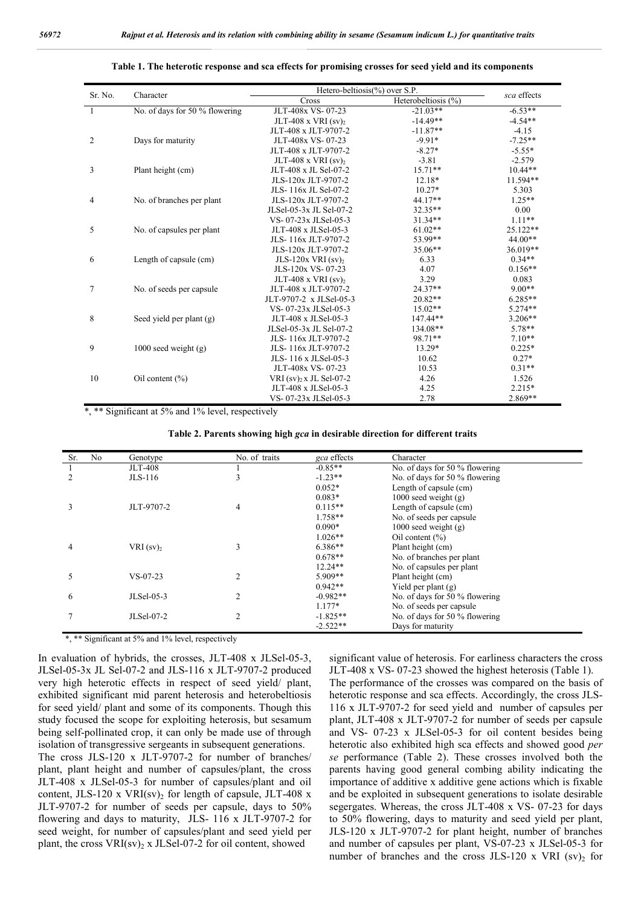**Table 1. The heterotic response and sca effects for promising crosses for seed yield and its components**

| Sr. No. | Character | Hetero-beltiosis(%) over S.P. | | *sca* effects |
|---|---|---|---|---|
| | | Cross | Heterobeltiosis (%) | |
| 1 | No. of days for 50 % flowering | JLT-408x VS- 07-23 | -21.03** | -6.53** |
| | | JLT-408 x VRI $(sv)_2$ | -14.49** | -4.54** |
| | | JLT-408 x JLT-9707-2 | -11.87** | -4.15 |
| 2 | Days for maturity | JLT-408x VS- 07-23 | -9.91* | -7.25** |
| | | JLT-408 x JLT-9707-2 | -8.27* | -5.55* |
| | | JLT-408 x VRI $(sv)_2$ | -3.81 | -2.579 |
| 3 | Plant height (cm) | JLT-408 x JL Sel-07-2 | 15.71** | 10.44** |
| | | JLS-120x JLT-9707-2 | 12.18* | 11.594** |
| | | JLS- 116x JL Sel-07-2 | 10.27* | 5.303 |
| 4 | No. of branches per plant | JLS-120x JLT-9707-2 | 44.17** | 1.25** |
| | | JLSel-05-3x JL Sel-07-2 | 32.35** | 0.00 |
| | | VS- 07-23x JLSel-05-3 | 31.34** | 1.11** |
| 5 | No. of capsules per plant | JLT-408 x JLSel-05-3 | 61.02** | 25.122** |
| | | JLS- 116x JLT-9707-2 | 53.99** | 44.00** |
| | | JLS-120x JLT-9707-2 | 35.06** | 36.019** |
| 6 | Length of capsule (cm) | JLS-120x VRI $(sv)_2$ | 6.33 | 0.34** |
| | | JLS-120x VS- 07-23 | 4.07 | 0.156** |
| | | JLT-408 x VRI $(sv)_2$ | 3.29 | 0.083 |
| 7 | No. of seeds per capsule | JLT-408 x JLT-9707-2 | 24.37** | 9.00** |
| | | JLT-9707-2 x JLSel-05-3 | 20.82** | 6.285** |
| | | VS- 07-23x JLSel-05-3 | 15.02** | 5.274** |
| 8 | Seed yield per plant (g) | JLT-408 x JLSel-05-3 | 147.44** | 3.206** |
| | | JLSel-05-3x JL Sel-07-2 | 134.08** | 5.78** |
| | | JLS- 116x JLT-9707-2 | 98.71** | 7.10** |
| 9 | 1000 seed weight (g) | JLS- 116x JLT-9707-2 | 13.29* | 0.225* |
| | | JLS- 116 x JLSel-05-3 | 10.62 | 0.27* |
| | | JLT-408x VS- 07-23 | 10.53 | 0.31** |
| 10 | Oil content (%) | VRI $(sv)_2$ x JL Sel-07-2 | 4.26 | 1.526 |
| | | JLT-408 x JLSel-05-3 | 4.25 | 2.215* |
| | | VS- 07-23x JLSel-05-3 | 2.78 | 2.869** |

*, ** Significant at 5% and 1% level, respectively

**Table 2. Parents showing high *gca* in desirable direction for different traits**

| Sr. No | Genotype | No. of traits | *gca* effects | Character |
|---|---|---|---|---|
| 1 | JLT-408 | 1 | -0.85** | No. of days for 50 % flowering |
| 2 | JLS-116 | 3 | -1.23** | No. of days for 50 % flowering |
| | | | 0.052* | Length of capsule (cm) |
| | | | 0.083* | 1000 seed weight (g) |
| 3 | JLT-9707-2 | 4 | 0.115** | Length of capsule (cm) |
| | | | 1.758** | No. of seeds per capsule |
| | | | 0.090* | 1000 seed weight (g) |
| | | | 1.026** | Oil content (%) |
| 4 | VRI $(sv)_2$ | 3 | 6.386** | Plant height (cm) |
| | | | 0.678** | No. of branches per plant |
| | | | 12.24** | No. of capsules per plant |
| 5 | VS-07-23 | 2 | 5.909** | Plant height (cm) |
| | | | 0.942** | Yield per plant (g) |
| 6 | JLSel-05-3 | 2 | -0.982** | No. of days for 50 % flowering |
| | | | 1.177* | No. of seeds per capsule |
| 7 | JLSel-07-2 | 2 | -1.825** | No. of days for 50 % flowering |
| | | | -2.522** | Days for maturity |

*, ** Significant at 5% and 1% level, respectively

In evaluation of hybrids, the crosses, JLT-408 x JLSel-05-3, JLSel-05-3x JL Sel-07-2 and JLS-116 x JLT-9707-2 produced very high heterotic effects in respect of seed yield/ plant, exhibited significant mid parent heterosis and heterobeltiosis for seed yield/ plant and some of its components. Though this study focused the scope for exploiting heterosis, but sesamum being self-pollinated crop, it can only be made use of through isolation of transgressive sergeants in subsequent generations. The cross JLS-120 x JLT-9707-2 for number of branches/ plant, plant height and number of capsules/plant, the cross JLT-408 x JLSel-05-3 for number of capsules/plant and oil content, JLS-120 x VRI$(sv)_2$ for length of capsule, JLT-408 x JLT-9707-2 for number of seeds per capsule, days to 50% flowering and days to maturity, JLS- 116 x JLT-9707-2 for seed weight, for number of capsules/plant and seed yield per plant, the cross VRI$(sv)_2$ x JLSel-07-2 for oil content, showed significant value of heterosis. For earliness characters the cross JLT-408 x VS- 07-23 showed the highest heterosis (Table 1).

The performance of the crosses was compared on the basis of heterotic response and sca effects. Accordingly, the cross JLS-116 x JLT-9707-2 for seed yield and number of capsules per plant, JLT-408 x JLT-9707-2 for number of seeds per capsule and VS- 07-23 x JLSel-05-3 for oil content besides being heterotic also exhibited high sca effects and showed good *per se* performance (Table 2). These crosses involved both the parents having good general combing ability indicating the importance of additive x additive gene actions which is fixable and be exploited in subsequent generations to isolate desirable segergates. Whereas, the cross JLT-408 x VS- 07-23 for days to 50% flowering, days to maturity and seed yield per plant, JLS-120 x JLT-9707-2 for plant height, number of branches and number of capsules per plant, VS-07-23 x JLSel-05-3 for number of branches and the cross JLS-120 x VRI $(sv)_2$ for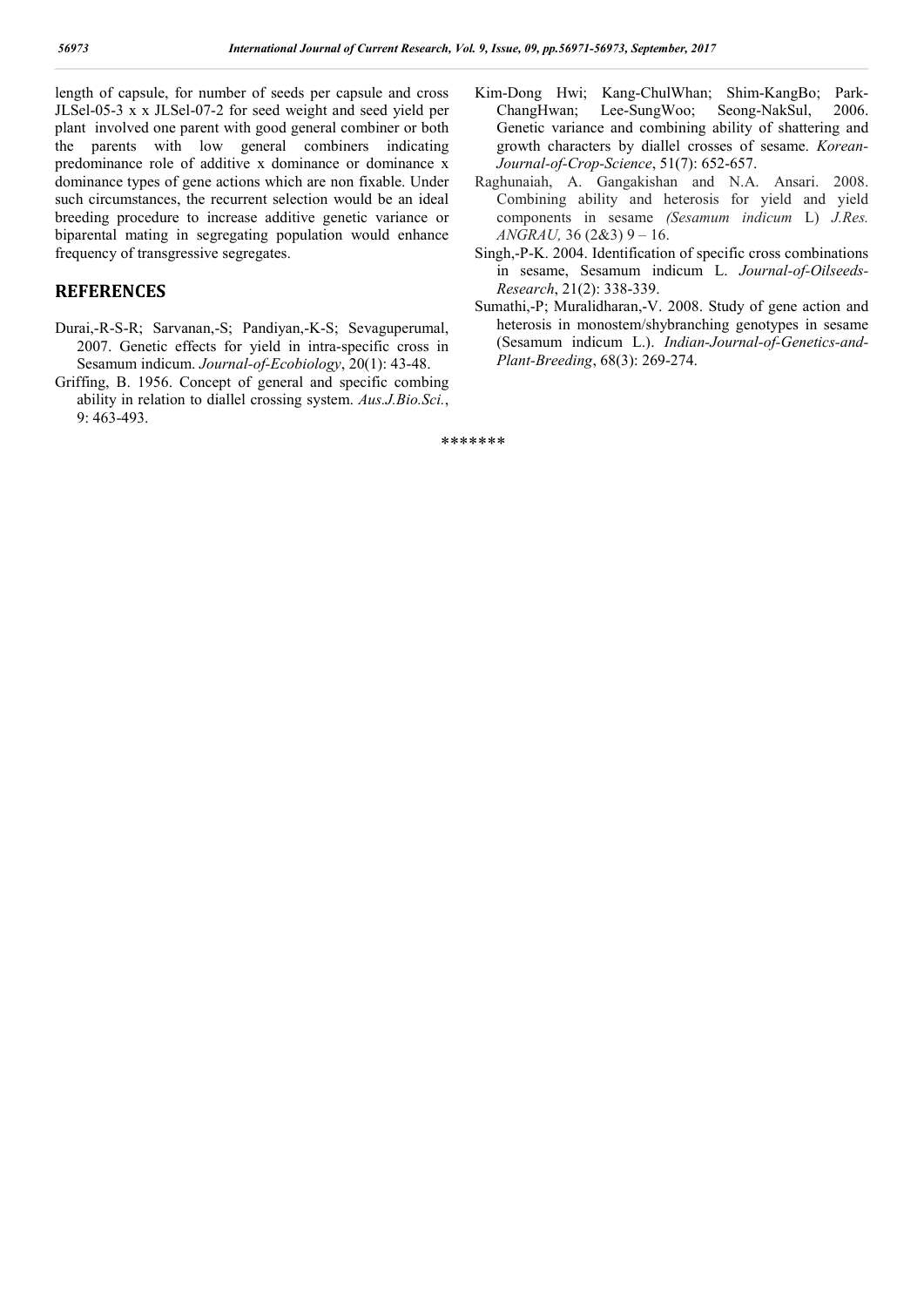length of capsule, for number of seeds per capsule and cross JLSel-05-3 x x JLSel-07-2 for seed weight and seed yield per plant involved one parent with good general combiner or both the parents with low general combiners indicating predominance role of additive x dominance or dominance x dominance types of gene actions which are non fixable. Under such circumstances, the recurrent selection would be an ideal breeding procedure to increase additive genetic variance or biparental mating in segregating population would enhance frequency of transgressive segregates.

## REFERENCES

Durai,-R-S-R; Sarvanan,-S; Pandiyan,-K-S; Sevaguperumal, 2007. Genetic effects for yield in intra-specific cross in Sesamum indicum. *Journal-of-Ecobiology*, 20(1): 43-48.

Griffing, B. 1956. Concept of general and specific combing ability in relation to diallel crossing system. *Aus.J.Bio.Sci.*, 9: 463-493.

Kim-Dong Hwi; Kang-ChulWhan; Shim-KangBo; Park-ChangHwan; Lee-SungWoo; Seong-NakSul, 2006. Genetic variance and combining ability of shattering and growth characters by diallel crosses of sesame. *Korean-Journal-of-Crop-Science*, 51(7): 652-657.

Raghunaiah, A. Gangakishan and N.A. Ansari. 2008. Combining ability and heterosis for yield and yield components in sesame *(Sesamum indicum* L) *J.Res. ANGRAU,* 36 (2&3) 9 – 16.

Singh,-P-K. 2004. Identification of specific cross combinations in sesame, Sesamum indicum L. *Journal-of-Oilseeds-Research*, 21(2): 338-339.

Sumathi,-P; Muralidharan,-V. 2008. Study of gene action and heterosis in monostem/shybranching genotypes in sesame (Sesamum indicum L.). *Indian-Journal-of-Genetics-and-Plant-Breeding*, 68(3): 269-274.

*******